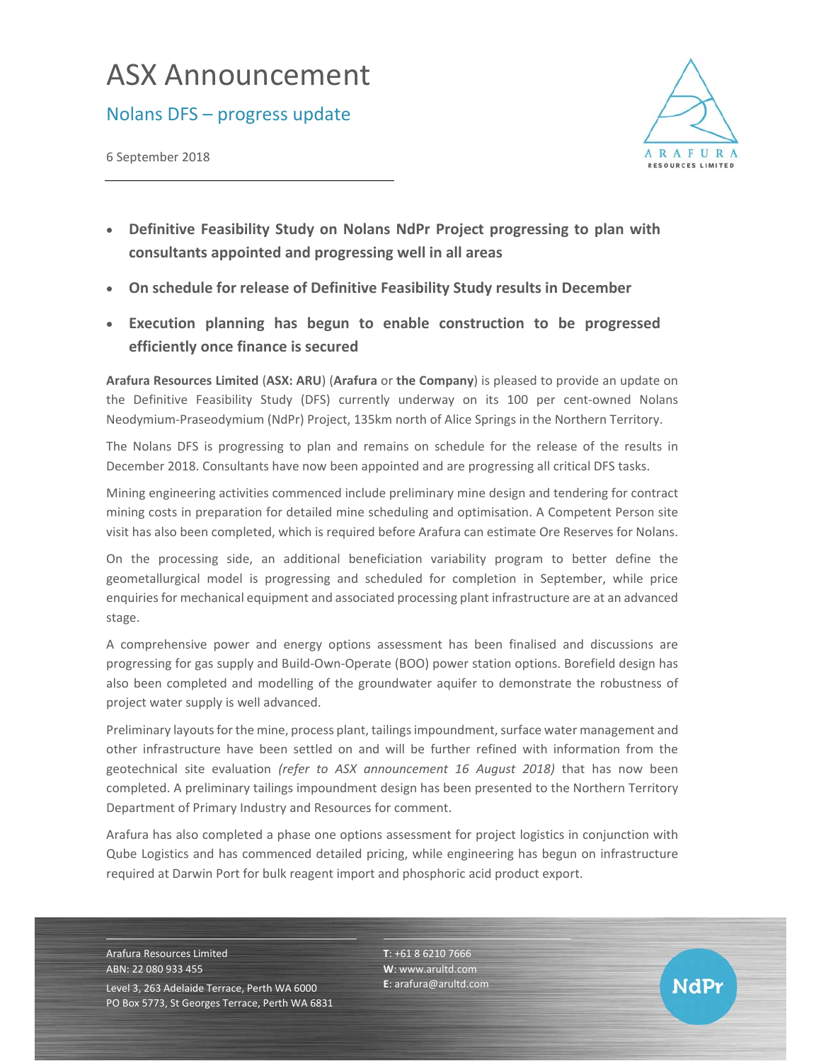# ASX Announcement

## Nolans DFS – progress update

6 September 2018

- **Definitive Feasibility Study on Nolans NdPr Project progressing to plan with consultants appointed and progressing well in all areas**
- **On schedule for release of Definitive Feasibility Study results in December**
- **Execution planning has begun to enable construction to be progressed efficiently once finance is secured**

**Arafura Resources Limited** (**ASX: ARU**) (**Arafura** or **the Company**) is pleased to provide an update on the Definitive Feasibility Study (DFS) currently underway on its 100 per cent-owned Nolans Neodymium-Praseodymium (NdPr) Project, 135km north of Alice Springs in the Northern Territory.

The Nolans DFS is progressing to plan and remains on schedule for the release of the results in December 2018. Consultants have now been appointed and are progressing all critical DFS tasks.

Mining engineering activities commenced include preliminary mine design and tendering for contract mining costs in preparation for detailed mine scheduling and optimisation. A Competent Person site visit has also been completed, which is required before Arafura can estimate Ore Reserves for Nolans.

On the processing side, an additional beneficiation variability program to better define the geometallurgical model is progressing and scheduled for completion in September, while price enquiries for mechanical equipment and associated processing plant infrastructure are at an advanced stage.

A comprehensive power and energy options assessment has been finalised and discussions are progressing for gas supply and Build-Own-Operate (BOO) power station options. Borefield design has also been completed and modelling of the groundwater aquifer to demonstrate the robustness of project water supply is well advanced.

Preliminary layouts for the mine, process plant, tailings impoundment, surface water management and other infrastructure have been settled on and will be further refined with information from the geotechnical site evaluation *(refer to ASX announcement 16 August 2018)* that has now been completed. A preliminary tailings impoundment design has been presented to the Northern Territory Department of Primary Industry and Resources for comment.

Arafura has also completed a phase one options assessment for project logistics in conjunction with Qube Logistics and has commenced detailed pricing, while engineering has begun on infrastructure required at Darwin Port for bulk reagent import and phosphoric acid product export.

Arafura Resources Limited
ABN: 22 080 933 455
Level 3, 263 Adelaide Terrace, Perth WA 6000
PO Box 5773, St Georges Terrace, Perth WA 6831

**T**: +61 8 6210 7666
**W**: www.arultd.com
**E**: arafura@arultd.com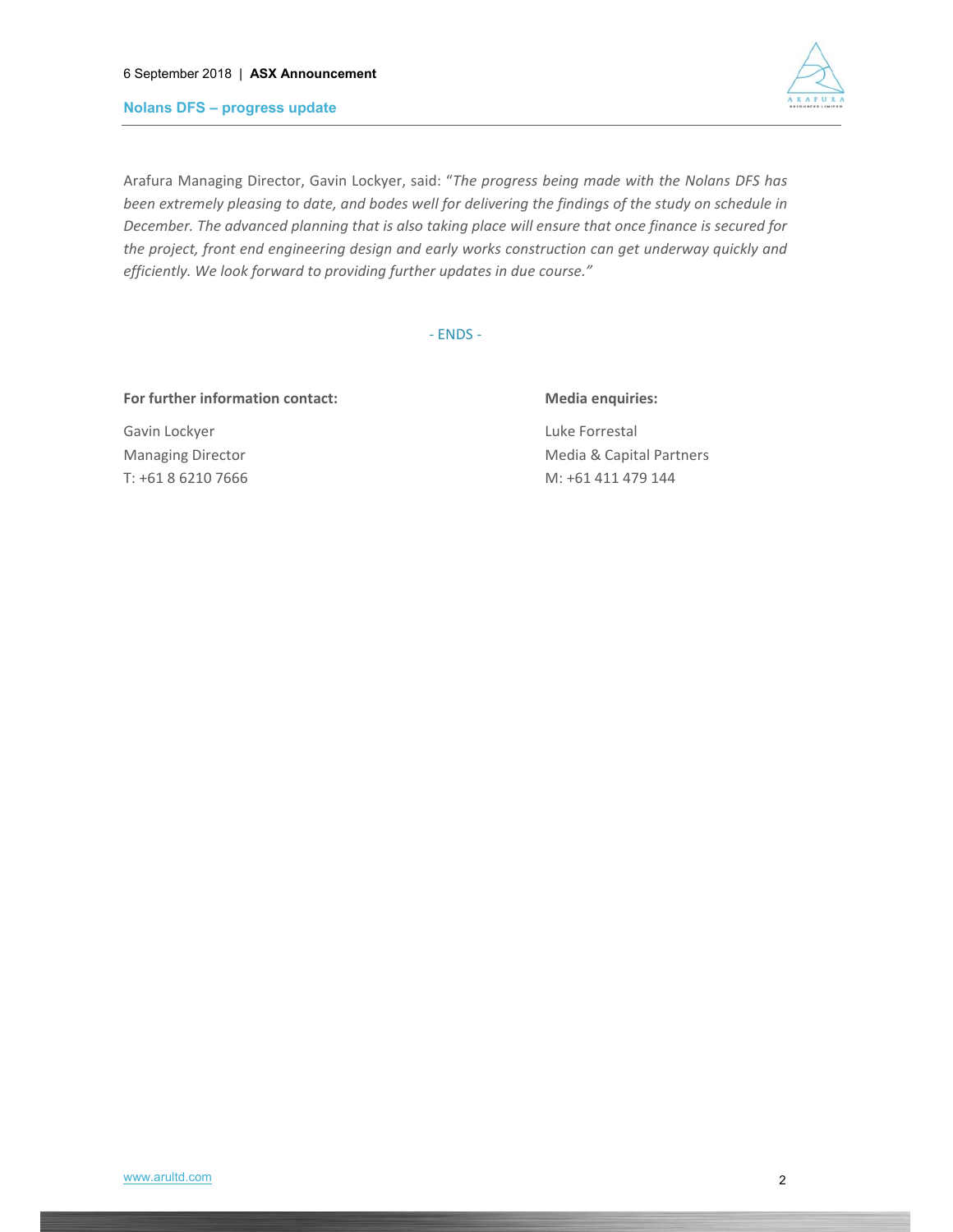Arafura Managing Director, Gavin Lockyer, said: "*The progress being made with the Nolans DFS has been extremely pleasing to date, and bodes well for delivering the findings of the study on schedule in December. The advanced planning that is also taking place will ensure that once finance is secured for the project, front end engineering design and early works construction can get underway quickly and efficiently. We look forward to providing further updates in due course.*"

- ENDS -

**For further information contact:**

Gavin Lockyer
Managing Director
T: +61 8 6210 7666

**Media enquiries:**

Luke Forrestal
Media & Capital Partners
M: +61 411 479 144